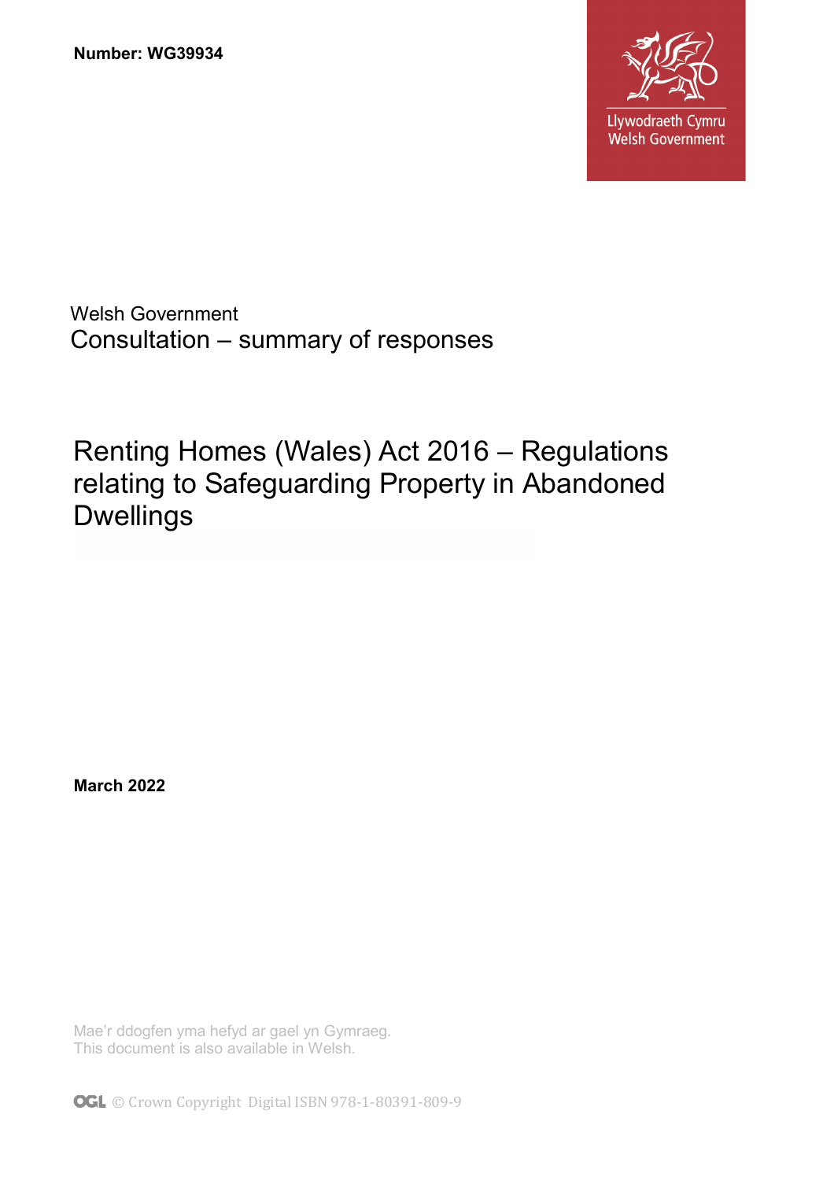**Number: WG39934**

Llywodraeth Cymru
Welsh Government

Welsh Government
Consultation – summary of responses

# Renting Homes (Wales) Act 2016 – Regulations relating to Safeguarding Property in Abandoned Dwellings

**March 2022**

Mae'r ddogfen yma hefyd ar gael yn Gymraeg.
This document is also available in Welsh.

© Crown Copyright Digital ISBN 978-1-80391-809-9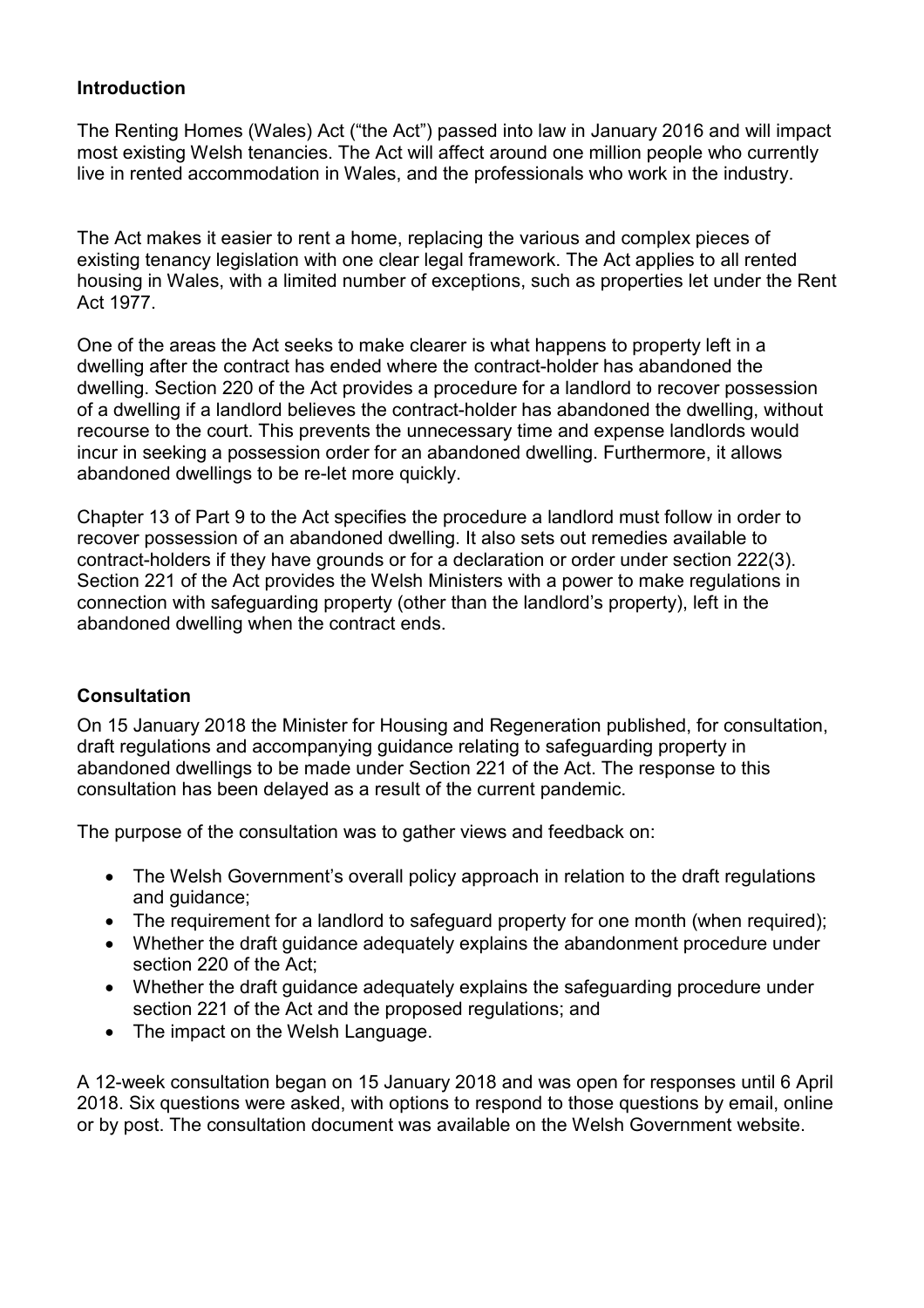## Introduction

The Renting Homes (Wales) Act ("the Act") passed into law in January 2016 and will impact most existing Welsh tenancies. The Act will affect around one million people who currently live in rented accommodation in Wales, and the professionals who work in the industry.

The Act makes it easier to rent a home, replacing the various and complex pieces of existing tenancy legislation with one clear legal framework. The Act applies to all rented housing in Wales, with a limited number of exceptions, such as properties let under the Rent Act 1977.

One of the areas the Act seeks to make clearer is what happens to property left in a dwelling after the contract has ended where the contract-holder has abandoned the dwelling. Section 220 of the Act provides a procedure for a landlord to recover possession of a dwelling if a landlord believes the contract-holder has abandoned the dwelling, without recourse to the court. This prevents the unnecessary time and expense landlords would incur in seeking a possession order for an abandoned dwelling. Furthermore, it allows abandoned dwellings to be re-let more quickly.

Chapter 13 of Part 9 to the Act specifies the procedure a landlord must follow in order to recover possession of an abandoned dwelling. It also sets out remedies available to contract-holders if they have grounds or for a declaration or order under section 222(3). Section 221 of the Act provides the Welsh Ministers with a power to make regulations in connection with safeguarding property (other than the landlord's property), left in the abandoned dwelling when the contract ends.

## Consultation

On 15 January 2018 the Minister for Housing and Regeneration published, for consultation, draft regulations and accompanying guidance relating to safeguarding property in abandoned dwellings to be made under Section 221 of the Act. The response to this consultation has been delayed as a result of the current pandemic.

The purpose of the consultation was to gather views and feedback on:

- The Welsh Government's overall policy approach in relation to the draft regulations and guidance;
- The requirement for a landlord to safeguard property for one month (when required);
- Whether the draft guidance adequately explains the abandonment procedure under section 220 of the Act;
- Whether the draft guidance adequately explains the safeguarding procedure under section 221 of the Act and the proposed regulations; and
- The impact on the Welsh Language.

A 12-week consultation began on 15 January 2018 and was open for responses until 6 April 2018. Six questions were asked, with options to respond to those questions by email, online or by post. The consultation document was available on the Welsh Government website.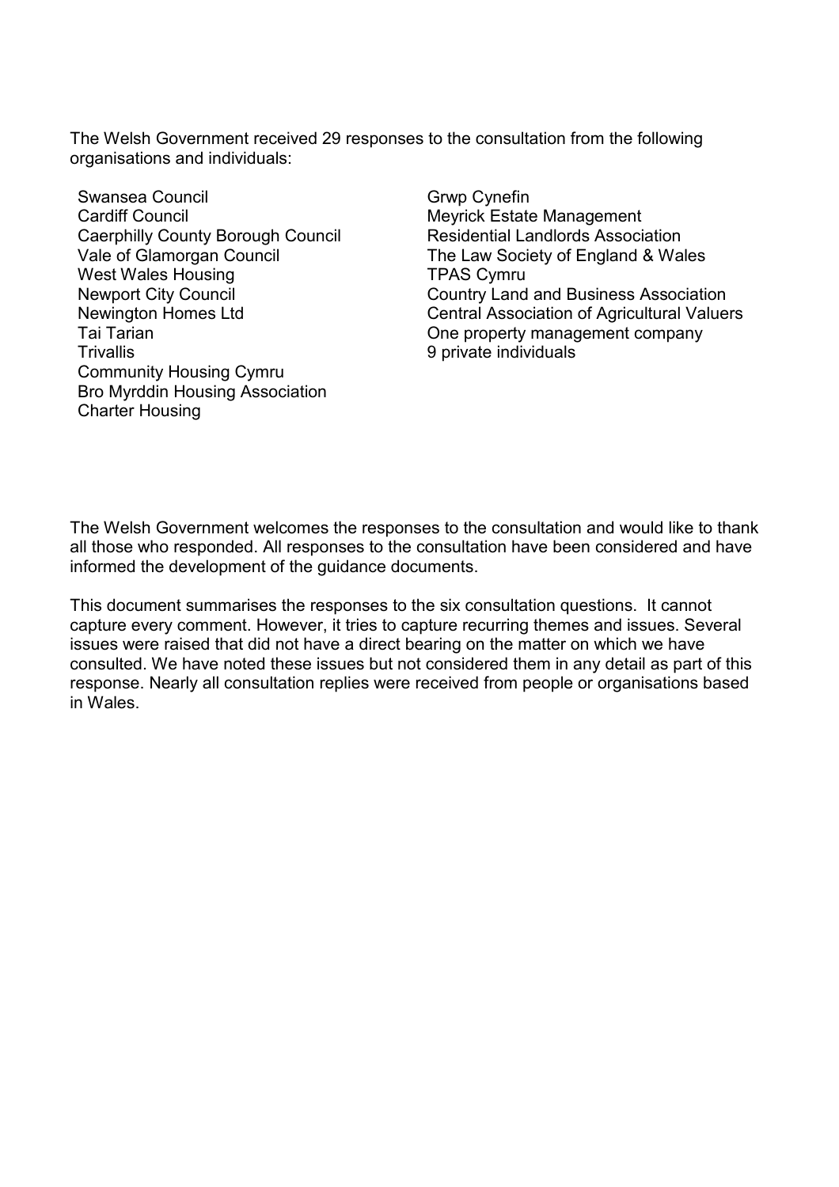The Welsh Government received 29 responses to the consultation from the following organisations and individuals:

- Swansea Council
- Cardiff Council
- Caerphilly County Borough Council
- Vale of Glamorgan Council
- West Wales Housing
- Newport City Council
- Newington Homes Ltd
- Tai Tarian
- Trivallis
- Community Housing Cymru
- Bro Myrddin Housing Association
- Charter Housing
- Grwp Cynefin
- Meyrick Estate Management
- Residential Landlords Association
- The Law Society of England & Wales
- TPAS Cymru
- Country Land and Business Association
- Central Association of Agricultural Valuers
- One property management company
- 9 private individuals

The Welsh Government welcomes the responses to the consultation and would like to thank all those who responded. All responses to the consultation have been considered and have informed the development of the guidance documents.

This document summarises the responses to the six consultation questions. It cannot capture every comment. However, it tries to capture recurring themes and issues. Several issues were raised that did not have a direct bearing on the matter on which we have consulted. We have noted these issues but not considered them in any detail as part of this response. Nearly all consultation replies were received from people or organisations based in Wales.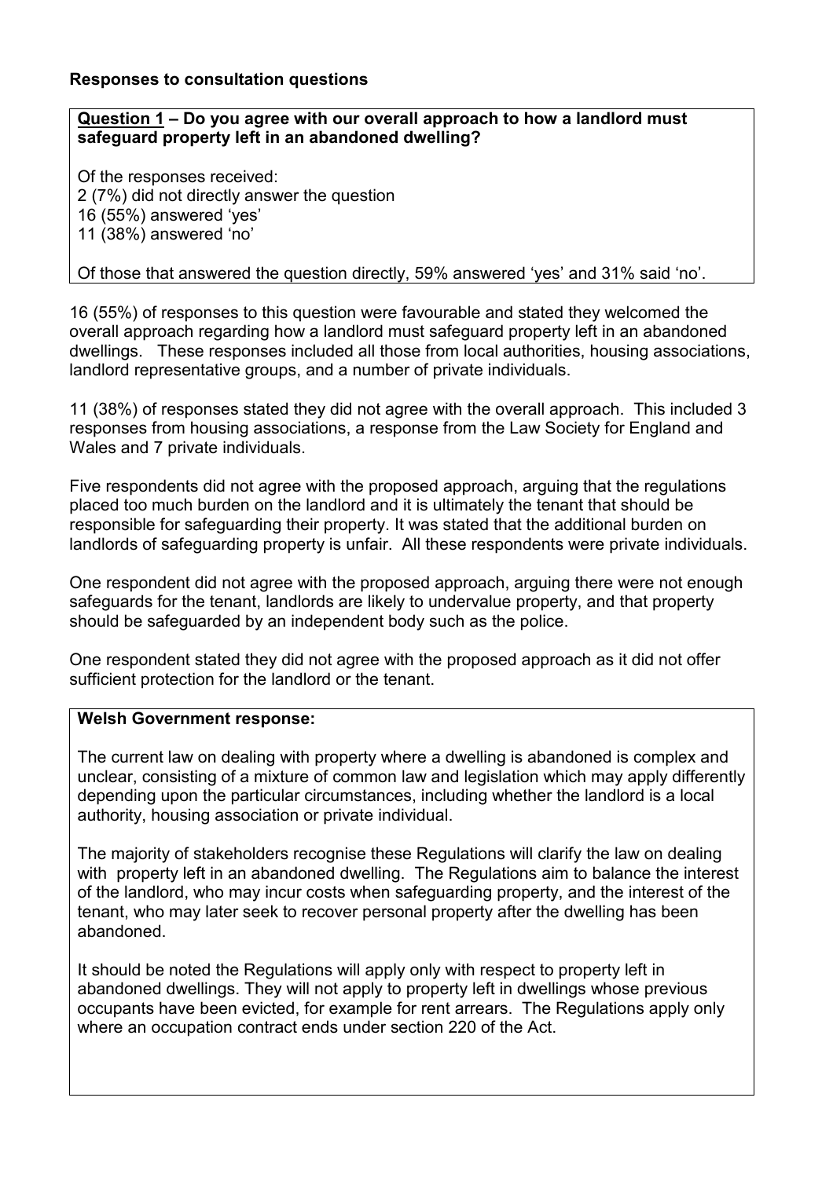**Responses to consultation questions**

**Question 1 – Do you agree with our overall approach to how a landlord must safeguard property left in an abandoned dwelling?**

Of the responses received:
2 (7%) did not directly answer the question
16 (55%) answered 'yes'
11 (38%) answered 'no'

Of those that answered the question directly, 59% answered 'yes' and 31% said 'no'.

16 (55%) of responses to this question were favourable and stated they welcomed the overall approach regarding how a landlord must safeguard property left in an abandoned dwellings. These responses included all those from local authorities, housing associations, landlord representative groups, and a number of private individuals.

11 (38%) of responses stated they did not agree with the overall approach. This included 3 responses from housing associations, a response from the Law Society for England and Wales and 7 private individuals.

Five respondents did not agree with the proposed approach, arguing that the regulations placed too much burden on the landlord and it is ultimately the tenant that should be responsible for safeguarding their property. It was stated that the additional burden on landlords of safeguarding property is unfair. All these respondents were private individuals.

One respondent did not agree with the proposed approach, arguing there were not enough safeguards for the tenant, landlords are likely to undervalue property, and that property should be safeguarded by an independent body such as the police.

One respondent stated they did not agree with the proposed approach as it did not offer sufficient protection for the landlord or the tenant.

**Welsh Government response:**

The current law on dealing with property where a dwelling is abandoned is complex and unclear, consisting of a mixture of common law and legislation which may apply differently depending upon the particular circumstances, including whether the landlord is a local authority, housing association or private individual.

The majority of stakeholders recognise these Regulations will clarify the law on dealing with property left in an abandoned dwelling. The Regulations aim to balance the interest of the landlord, who may incur costs when safeguarding property, and the interest of the tenant, who may later seek to recover personal property after the dwelling has been abandoned.

It should be noted the Regulations will apply only with respect to property left in abandoned dwellings. They will not apply to property left in dwellings whose previous occupants have been evicted, for example for rent arrears. The Regulations apply only where an occupation contract ends under section 220 of the Act.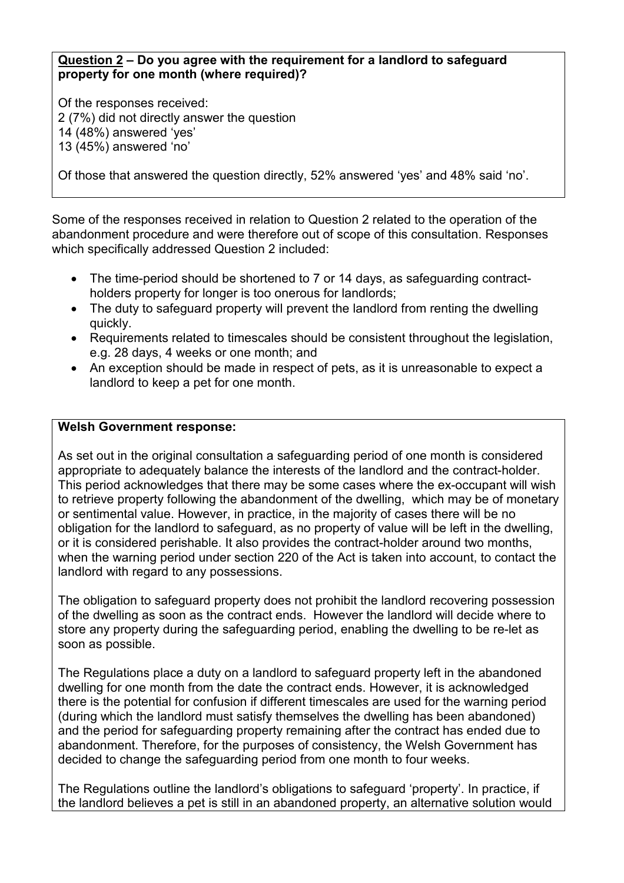**<u>Question 2</u> – Do you agree with the requirement for a landlord to safeguard property for one month (where required)?**

Of the responses received:
2 (7%) did not directly answer the question
14 (48%) answered 'yes'
13 (45%) answered 'no'

Of those that answered the question directly, 52% answered 'yes' and 48% said 'no'.

Some of the responses received in relation to Question 2 related to the operation of the abandonment procedure and were therefore out of scope of this consultation. Responses which specifically addressed Question 2 included:

- The time-period should be shortened to 7 or 14 days, as safeguarding contract-holders property for longer is too onerous for landlords;
- The duty to safeguard property will prevent the landlord from renting the dwelling quickly.
- Requirements related to timescales should be consistent throughout the legislation, e.g. 28 days, 4 weeks or one month; and
- An exception should be made in respect of pets, as it is unreasonable to expect a landlord to keep a pet for one month.

**Welsh Government response:**

As set out in the original consultation a safeguarding period of one month is considered appropriate to adequately balance the interests of the landlord and the contract-holder. This period acknowledges that there may be some cases where the ex-occupant will wish to retrieve property following the abandonment of the dwelling, which may be of monetary or sentimental value. However, in practice, in the majority of cases there will be no obligation for the landlord to safeguard, as no property of value will be left in the dwelling, or it is considered perishable. It also provides the contract-holder around two months, when the warning period under section 220 of the Act is taken into account, to contact the landlord with regard to any possessions.

The obligation to safeguard property does not prohibit the landlord recovering possession of the dwelling as soon as the contract ends. However the landlord will decide where to store any property during the safeguarding period, enabling the dwelling to be re-let as soon as possible.

The Regulations place a duty on a landlord to safeguard property left in the abandoned dwelling for one month from the date the contract ends. However, it is acknowledged there is the potential for confusion if different timescales are used for the warning period (during which the landlord must satisfy themselves the dwelling has been abandoned) and the period for safeguarding property remaining after the contract has ended due to abandonment. Therefore, for the purposes of consistency, the Welsh Government has decided to change the safeguarding period from one month to four weeks.

The Regulations outline the landlord's obligations to safeguard 'property'. In practice, if the landlord believes a pet is still in an abandoned property, an alternative solution would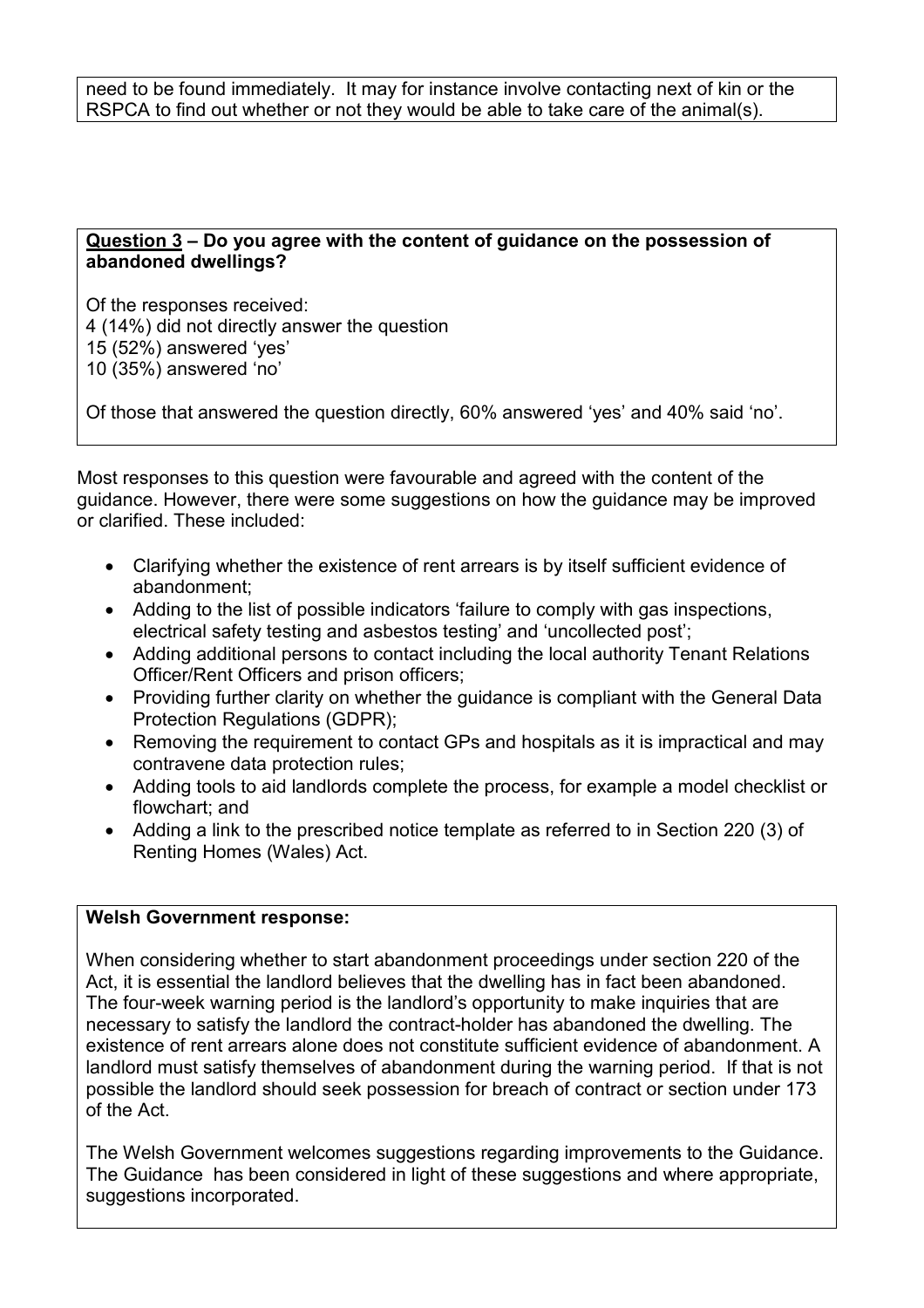need to be found immediately. It may for instance involve contacting next of kin or the RSPCA to find out whether or not they would be able to take care of the animal(s).

**Question 3 – Do you agree with the content of guidance on the possession of abandoned dwellings?**

Of the responses received:
4 (14%) did not directly answer the question
15 (52%) answered 'yes'
10 (35%) answered 'no'

Of those that answered the question directly, 60% answered 'yes' and 40% said 'no'.

Most responses to this question were favourable and agreed with the content of the guidance. However, there were some suggestions on how the guidance may be improved or clarified. These included:

- Clarifying whether the existence of rent arrears is by itself sufficient evidence of abandonment;
- Adding to the list of possible indicators 'failure to comply with gas inspections, electrical safety testing and asbestos testing' and 'uncollected post';
- Adding additional persons to contact including the local authority Tenant Relations Officer/Rent Officers and prison officers;
- Providing further clarity on whether the guidance is compliant with the General Data Protection Regulations (GDPR);
- Removing the requirement to contact GPs and hospitals as it is impractical and may contravene data protection rules;
- Adding tools to aid landlords complete the process, for example a model checklist or flowchart; and
- Adding a link to the prescribed notice template as referred to in Section 220 (3) of Renting Homes (Wales) Act.

**Welsh Government response:**

When considering whether to start abandonment proceedings under section 220 of the Act, it is essential the landlord believes that the dwelling has in fact been abandoned. The four-week warning period is the landlord's opportunity to make inquiries that are necessary to satisfy the landlord the contract-holder has abandoned the dwelling. The existence of rent arrears alone does not constitute sufficient evidence of abandonment. A landlord must satisfy themselves of abandonment during the warning period. If that is not possible the landlord should seek possession for breach of contract or section under 173 of the Act.

The Welsh Government welcomes suggestions regarding improvements to the Guidance. The Guidance has been considered in light of these suggestions and where appropriate, suggestions incorporated.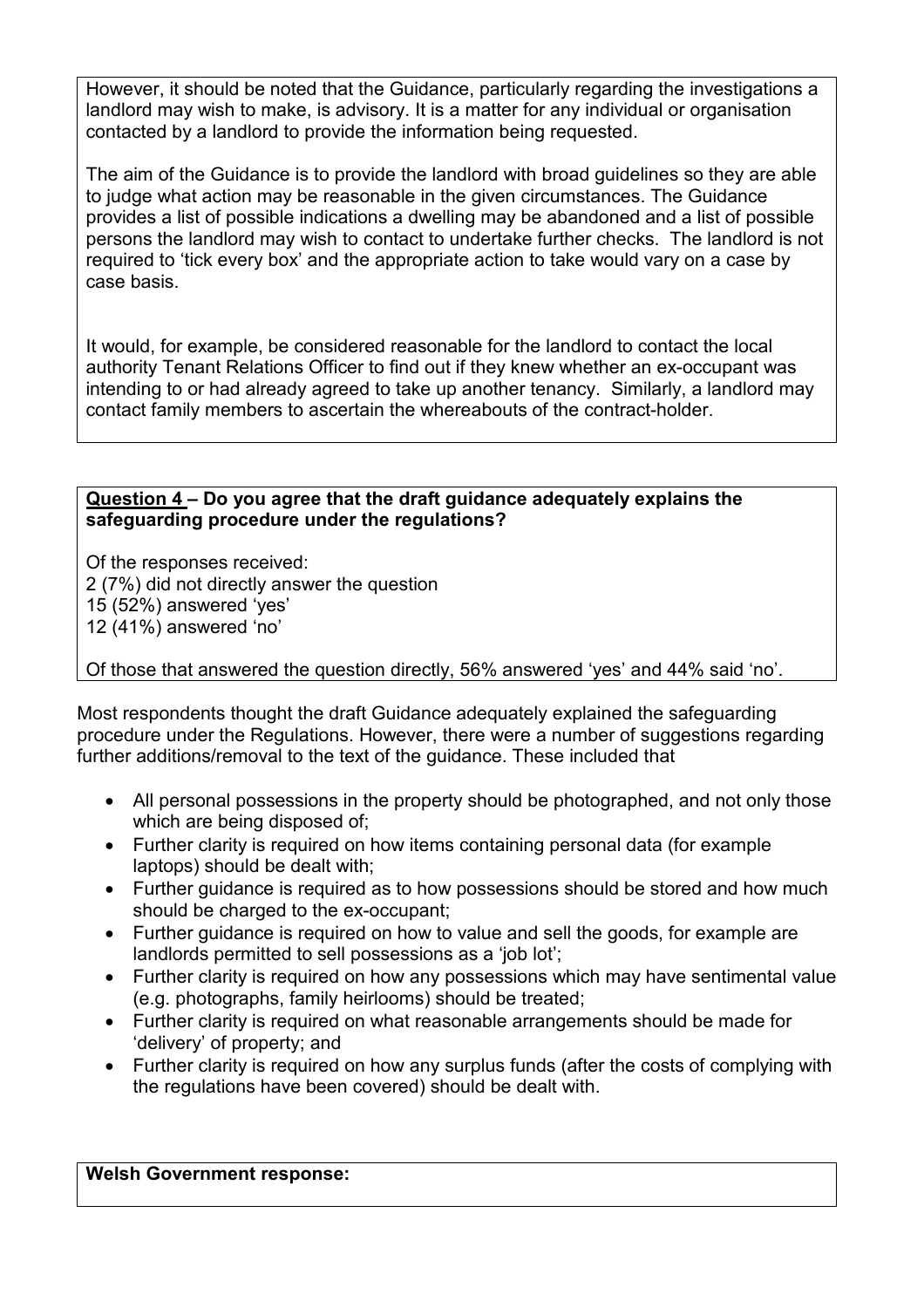However, it should be noted that the Guidance, particularly regarding the investigations a landlord may wish to make, is advisory. It is a matter for any individual or organisation contacted by a landlord to provide the information being requested.

The aim of the Guidance is to provide the landlord with broad guidelines so they are able to judge what action may be reasonable in the given circumstances. The Guidance provides a list of possible indications a dwelling may be abandoned and a list of possible persons the landlord may wish to contact to undertake further checks. The landlord is not required to 'tick every box' and the appropriate action to take would vary on a case by case basis.

It would, for example, be considered reasonable for the landlord to contact the local authority Tenant Relations Officer to find out if they knew whether an ex-occupant was intending to or had already agreed to take up another tenancy. Similarly, a landlord may contact family members to ascertain the whereabouts of the contract-holder.

**Question 4 – Do you agree that the draft guidance adequately explains the safeguarding procedure under the regulations?**

Of the responses received:
2 (7%) did not directly answer the question
15 (52%) answered 'yes'
12 (41%) answered 'no'

Of those that answered the question directly, 56% answered 'yes' and 44% said 'no'.

Most respondents thought the draft Guidance adequately explained the safeguarding procedure under the Regulations. However, there were a number of suggestions regarding further additions/removal to the text of the guidance. These included that

- All personal possessions in the property should be photographed, and not only those which are being disposed of;
- Further clarity is required on how items containing personal data (for example laptops) should be dealt with;
- Further guidance is required as to how possessions should be stored and how much should be charged to the ex-occupant;
- Further guidance is required on how to value and sell the goods, for example are landlords permitted to sell possessions as a 'job lot';
- Further clarity is required on how any possessions which may have sentimental value (e.g. photographs, family heirlooms) should be treated;
- Further clarity is required on what reasonable arrangements should be made for 'delivery' of property; and
- Further clarity is required on how any surplus funds (after the costs of complying with the regulations have been covered) should be dealt with.

**Welsh Government response:**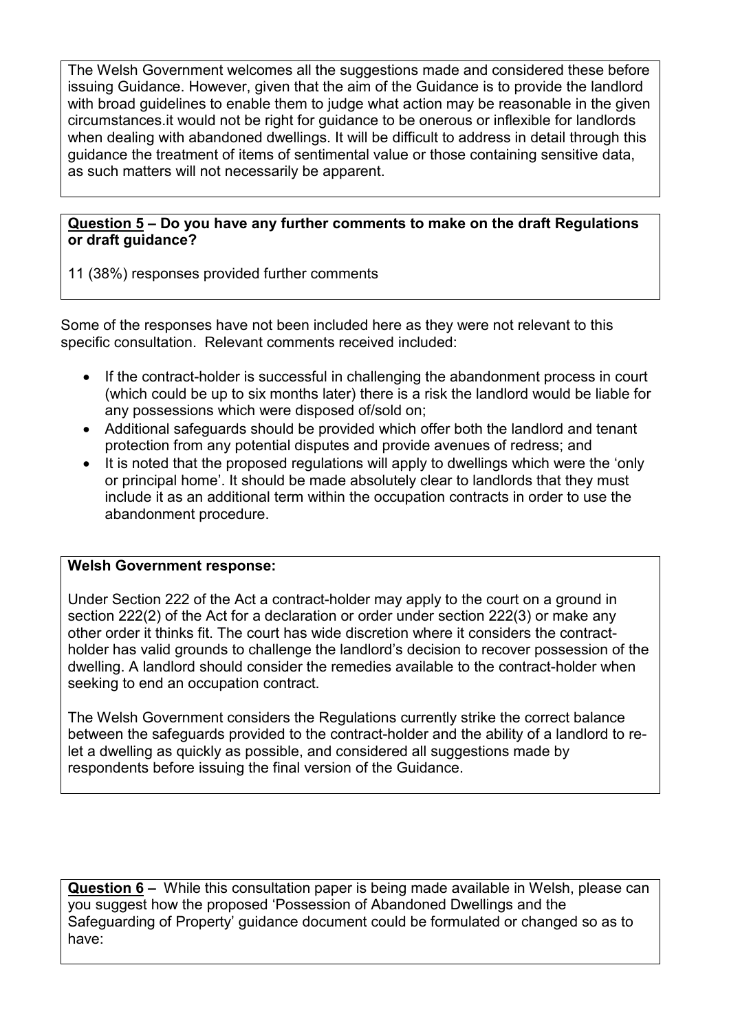The Welsh Government welcomes all the suggestions made and considered these before issuing Guidance. However, given that the aim of the Guidance is to provide the landlord with broad guidelines to enable them to judge what action may be reasonable in the given circumstances.it would not be right for guidance to be onerous or inflexible for landlords when dealing with abandoned dwellings. It will be difficult to address in detail through this guidance the treatment of items of sentimental value or those containing sensitive data, as such matters will not necessarily be apparent.

**Question 5 – Do you have any further comments to make on the draft Regulations or draft guidance?**

11 (38%) responses provided further comments

Some of the responses have not been included here as they were not relevant to this specific consultation. Relevant comments received included:

- If the contract-holder is successful in challenging the abandonment process in court (which could be up to six months later) there is a risk the landlord would be liable for any possessions which were disposed of/sold on;
- Additional safeguards should be provided which offer both the landlord and tenant protection from any potential disputes and provide avenues of redress; and
- It is noted that the proposed regulations will apply to dwellings which were the 'only or principal home'. It should be made absolutely clear to landlords that they must include it as an additional term within the occupation contracts in order to use the abandonment procedure.

**Welsh Government response:**

Under Section 222 of the Act a contract-holder may apply to the court on a ground in section 222(2) of the Act for a declaration or order under section 222(3) or make any other order it thinks fit. The court has wide discretion where it considers the contract-holder has valid grounds to challenge the landlord's decision to recover possession of the dwelling. A landlord should consider the remedies available to the contract-holder when seeking to end an occupation contract.

The Welsh Government considers the Regulations currently strike the correct balance between the safeguards provided to the contract-holder and the ability of a landlord to re-let a dwelling as quickly as possible, and considered all suggestions made by respondents before issuing the final version of the Guidance.

**Question 6 –** While this consultation paper is being made available in Welsh, please can you suggest how the proposed 'Possession of Abandoned Dwellings and the Safeguarding of Property' guidance document could be formulated or changed so as to have: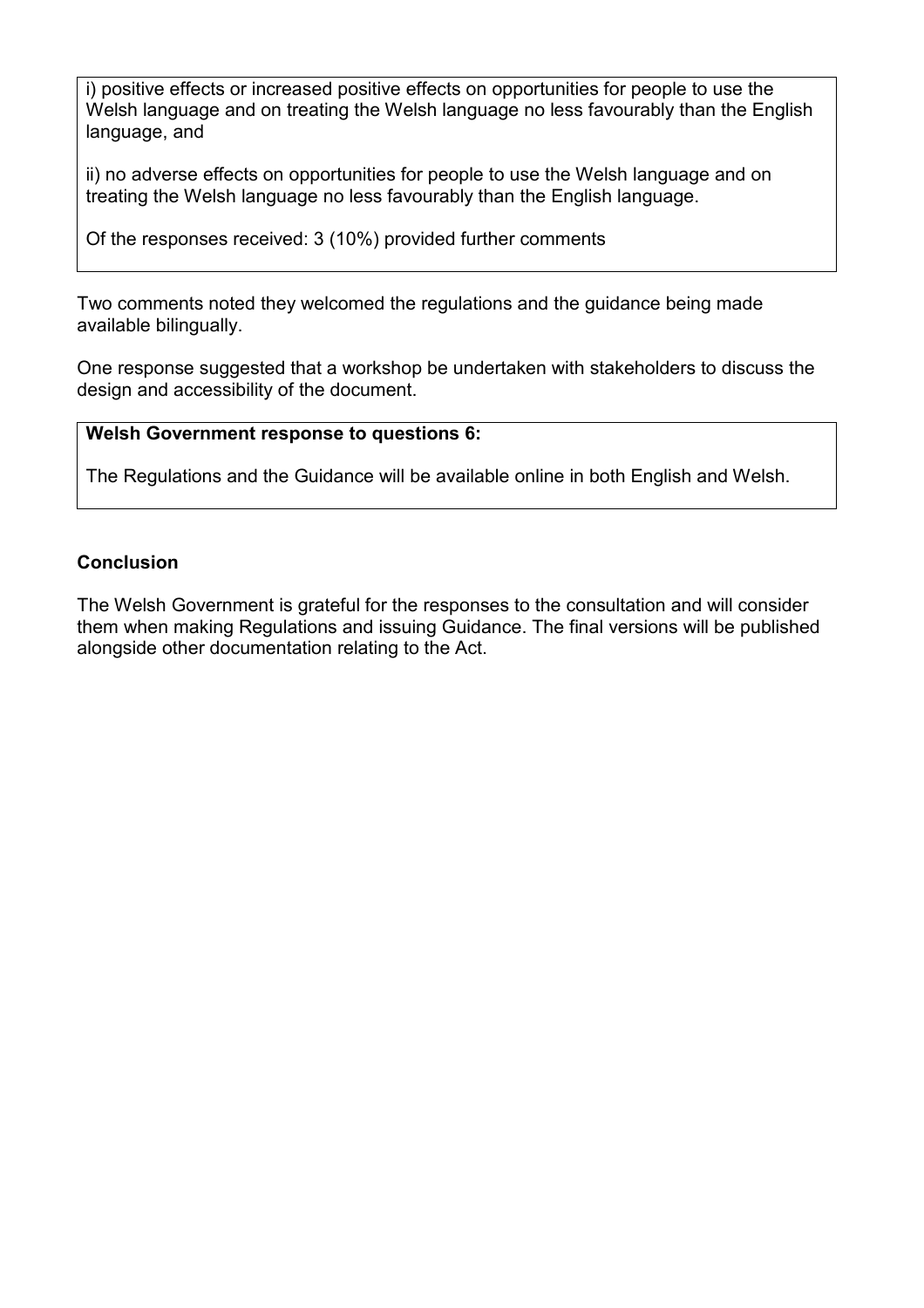i) positive effects or increased positive effects on opportunities for people to use the Welsh language and on treating the Welsh language no less favourably than the English language, and

ii) no adverse effects on opportunities for people to use the Welsh language and on treating the Welsh language no less favourably than the English language.

Of the responses received: 3 (10%) provided further comments

Two comments noted they welcomed the regulations and the guidance being made available bilingually.

One response suggested that a workshop be undertaken with stakeholders to discuss the design and accessibility of the document.

**Welsh Government response to questions 6:**

The Regulations and the Guidance will be available online in both English and Welsh.

**Conclusion**

The Welsh Government is grateful for the responses to the consultation and will consider them when making Regulations and issuing Guidance. The final versions will be published alongside other documentation relating to the Act.